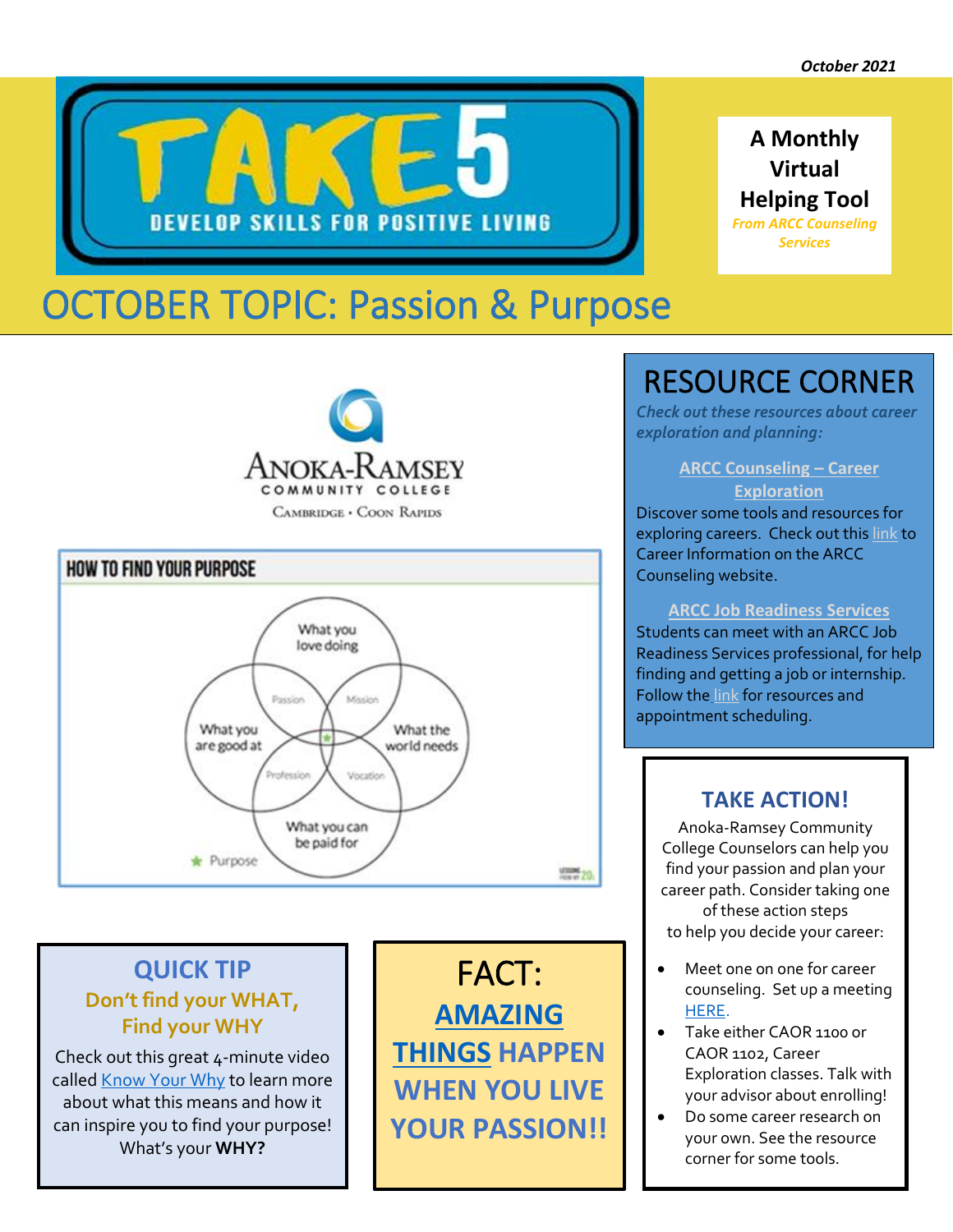October 2021

TAKE 5

DEVELOP SKILLS FOR POSITIVE LIVING

**A Monthly Virtual Helping Tool**

*From ARCC Counseling Services*

# OCTOBER TOPIC: Passion & Purpose

Anoka-Ramsey Community College

Cambridge • Coon Rapids

## HOW TO FIND YOUR PURPOSE

What you love doing

What you are good at

What the world needs

What you can be paid for

Passion

Mission

Profession

Vocation

Purpose

## QUICK TIP

**Don't find your WHAT, Find your WHY**

Check out this great 4-minute video called Know Your Why to learn more about what this means and how it can inspire you to find your purpose! What's your **WHY?**

## FACT:

**AMAZING THINGS HAPPEN WHEN YOU LIVE YOUR PASSION!!**

## RESOURCE CORNER

*Check out these resources about career exploration and planning:*

**ARCC Counseling – Career Exploration**

Discover some tools and resources for exploring careers. Check out this link to Career Information on the ARCC Counseling website.

**ARCC Job Readiness Services**

Students can meet with an ARCC Job Readiness Services professional, for help finding and getting a job or internship. Follow the link for resources and appointment scheduling.

## TAKE ACTION!

Anoka-Ramsey Community College Counselors can help you find your passion and plan your career path. Consider taking one of these action steps to help you decide your career:

- Meet one on one for career counseling. Set up a meeting HERE.
- Take either CAOR 1100 or CAOR 1102, Career Exploration classes. Talk with your advisor about enrolling!
- Do some career research on your own. See the resource corner for some tools.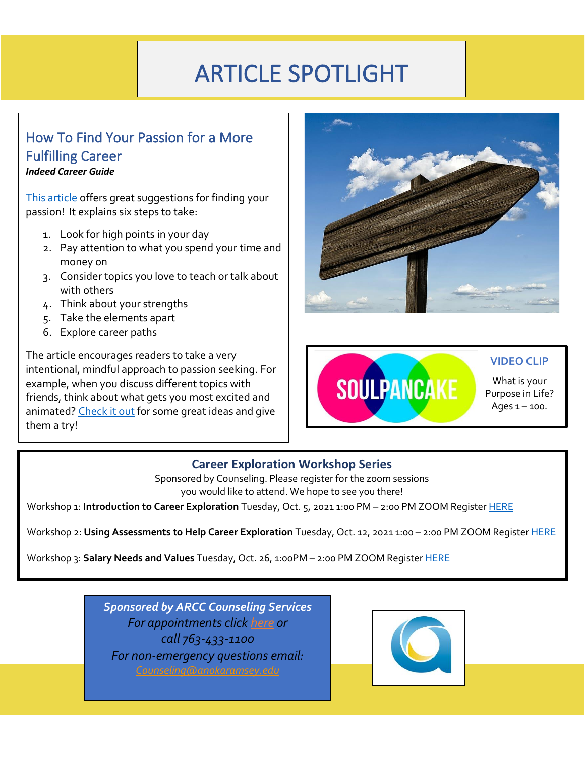# ARTICLE SPOTLIGHT

## How To Find Your Passion for a More Fulfilling Career

***Indeed Career Guide***

This article offers great suggestions for finding your passion! It explains six steps to take:

1. Look for high points in your day
2. Pay attention to what you spend your time and money on
3. Consider topics you love to teach or talk about with others
4. Think about your strengths
5. Take the elements apart
6. Explore career paths

The article encourages readers to take a very intentional, mindful approach to passion seeking. For example, when you discuss different topics with friends, think about what gets you most excited and animated? Check it out for some great ideas and give them a try!

SOULPANCAKE

**VIDEO CLIP**

What is your Purpose in Life? Ages 1 – 100.

## Career Exploration Workshop Series

Sponsored by Counseling. Please register for the zoom sessions you would like to attend. We hope to see you there!

Workshop 1: **Introduction to Career Exploration** Tuesday, Oct. 5, 2021 1:00 PM – 2:00 PM ZOOM Register HERE

Workshop 2: **Using Assessments to Help Career Exploration** Tuesday, Oct. 12, 2021 1:00 – 2:00 PM ZOOM Register HERE

Workshop 3: **Salary Needs and Values** Tuesday, Oct. 26, 1:00PM – 2:00 PM ZOOM Register HERE

***Sponsored by ARCC Counseling Services***

*For appointments click here or call 763-433-1100*

*For non-emergency questions email:*

*Counseling@anokaramsey.edu*